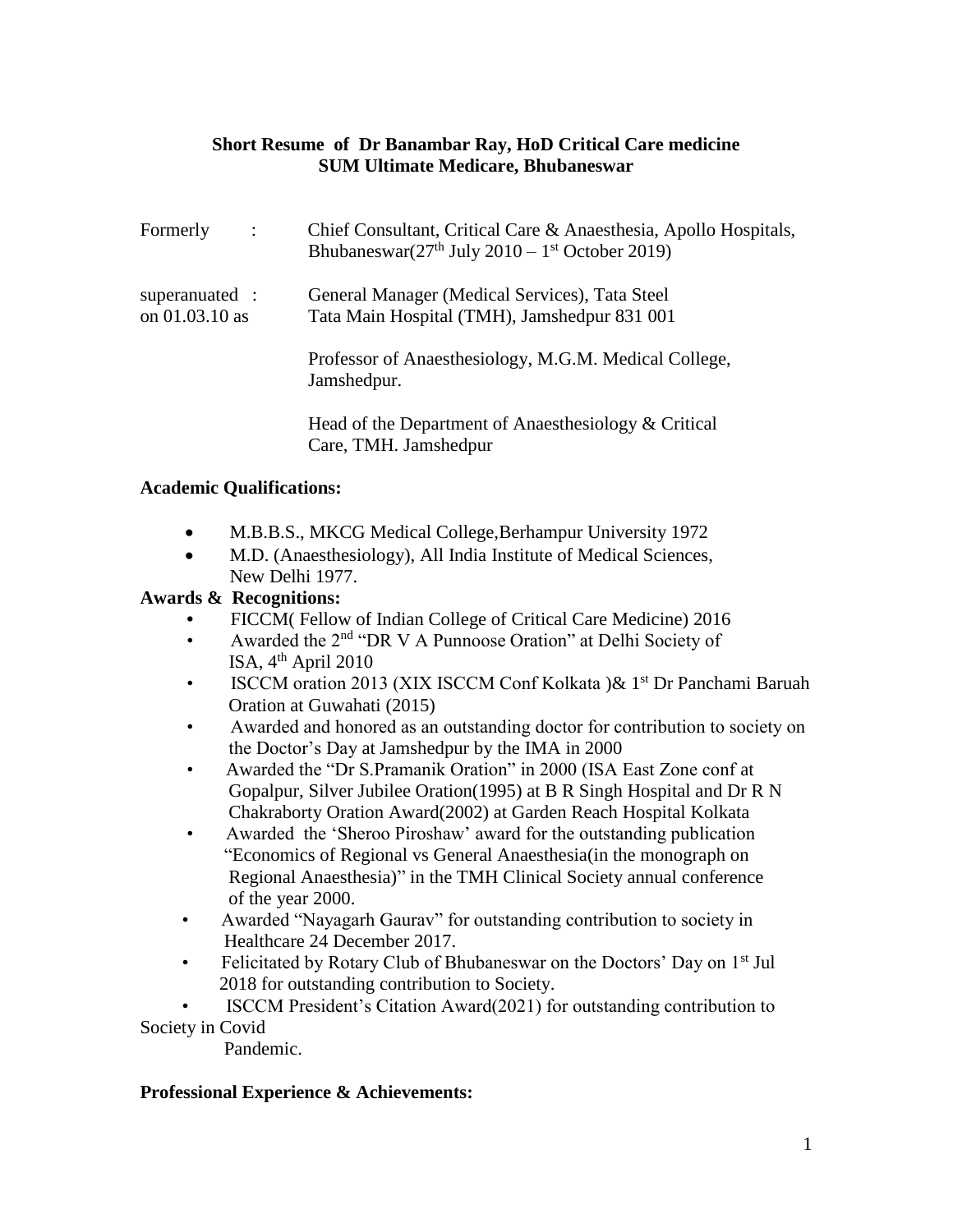**Short Resume of Dr Banambar Ray, HoD Critical Care medicine**
**SUM Ultimate Medicare, Bhubaneswar**

| | |
|---|---|
| Formerly : | Chief Consultant, Critical Care & Anaesthesia, Apollo Hospitals, Bhubaneswar(27th July 2010 – 1st October 2019) |
| superanuated : on 01.03.10 as | General Manager (Medical Services), Tata Steel Tata Main Hospital (TMH), Jamshedpur 831 001 |
| | Professor of Anaesthesiology, M.G.M. Medical College, Jamshedpur. |
| | Head of the Department of Anaesthesiology & Critical Care, TMH. Jamshedpur |

**Academic Qualifications:**

- M.B.B.S., MKCG Medical College,Berhampur University 1972
- M.D. (Anaesthesiology), All India Institute of Medical Sciences, New Delhi 1977.

**Awards & Recognitions:**

- FICCM( Fellow of Indian College of Critical Care Medicine) 2016
- Awarded the 2nd "DR V A Punnoose Oration" at Delhi Society of ISA, 4th April 2010
- ISCCM oration 2013 (XIX ISCCM Conf Kolkata )& 1st Dr Panchami Baruah Oration at Guwahati (2015)
- Awarded and honored as an outstanding doctor for contribution to society on the Doctor's Day at Jamshedpur by the IMA in 2000
- Awarded the "Dr S.Pramanik Oration" in 2000 (ISA East Zone conf at Gopalpur, Silver Jubilee Oration(1995) at B R Singh Hospital and Dr R N Chakraborty Oration Award(2002) at Garden Reach Hospital Kolkata
- Awarded the 'Sheroo Piroshaw' award for the outstanding publication "Economics of Regional vs General Anaesthesia(in the monograph on Regional Anaesthesia)" in the TMH Clinical Society annual conference of the year 2000.
- Awarded "Nayagarh Gaurav" for outstanding contribution to society in Healthcare 24 December 2017.
- Felicitated by Rotary Club of Bhubaneswar on the Doctors' Day on 1st Jul 2018 for outstanding contribution to Society.
- ISCCM President's Citation Award(2021) for outstanding contribution to Society in Covid Pandemic.

**Professional Experience & Achievements:**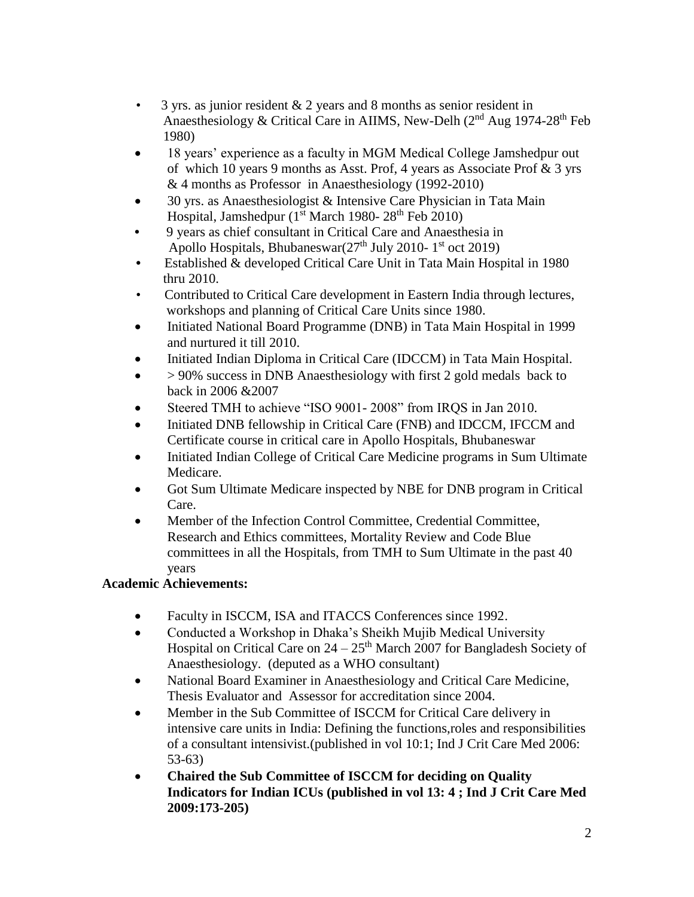- 3 yrs. as junior resident & 2 years and 8 months as senior resident in Anaesthesiology & Critical Care in AIIMS, New-Delh (2nd Aug 1974-28th Feb 1980)
- 18 years' experience as a faculty in MGM Medical College Jamshedpur out of which 10 years 9 months as Asst. Prof, 4 years as Associate Prof & 3 yrs & 4 months as Professor in Anaesthesiology (1992-2010)
- 30 yrs. as Anaesthesiologist & Intensive Care Physician in Tata Main Hospital, Jamshedpur (1st March 1980- 28th Feb 2010)
- 9 years as chief consultant in Critical Care and Anaesthesia in Apollo Hospitals, Bhubaneswar(27th July 2010- 1st oct 2019)
- Established & developed Critical Care Unit in Tata Main Hospital in 1980 thru 2010.
- Contributed to Critical Care development in Eastern India through lectures, workshops and planning of Critical Care Units since 1980.
- Initiated National Board Programme (DNB) in Tata Main Hospital in 1999 and nurtured it till 2010.
- Initiated Indian Diploma in Critical Care (IDCCM) in Tata Main Hospital.
- > 90% success in DNB Anaesthesiology with first 2 gold medals back to back in 2006 &2007
- Steered TMH to achieve "ISO 9001- 2008" from IRQS in Jan 2010.
- Initiated DNB fellowship in Critical Care (FNB) and IDCCM, IFCCM and Certificate course in critical care in Apollo Hospitals, Bhubaneswar
- Initiated Indian College of Critical Care Medicine programs in Sum Ultimate Medicare.
- Got Sum Ultimate Medicare inspected by NBE for DNB program in Critical Care.
- Member of the Infection Control Committee, Credential Committee, Research and Ethics committees, Mortality Review and Code Blue committees in all the Hospitals, from TMH to Sum Ultimate in the past 40 years

**Academic Achievements:**

- Faculty in ISCCM, ISA and ITACCS Conferences since 1992.
- Conducted a Workshop in Dhaka's Sheikh Mujib Medical University Hospital on Critical Care on 24 – 25th March 2007 for Bangladesh Society of Anaesthesiology. (deputed as a WHO consultant)
- National Board Examiner in Anaesthesiology and Critical Care Medicine, Thesis Evaluator and Assessor for accreditation since 2004.
- Member in the Sub Committee of ISCCM for Critical Care delivery in intensive care units in India: Defining the functions,roles and responsibilities of a consultant intensivist.(published in vol 10:1; Ind J Crit Care Med 2006: 53-63)
- **Chaired the Sub Committee of ISCCM for deciding on Quality Indicators for Indian ICUs (published in vol 13: 4 ; Ind J Crit Care Med 2009:173-205)**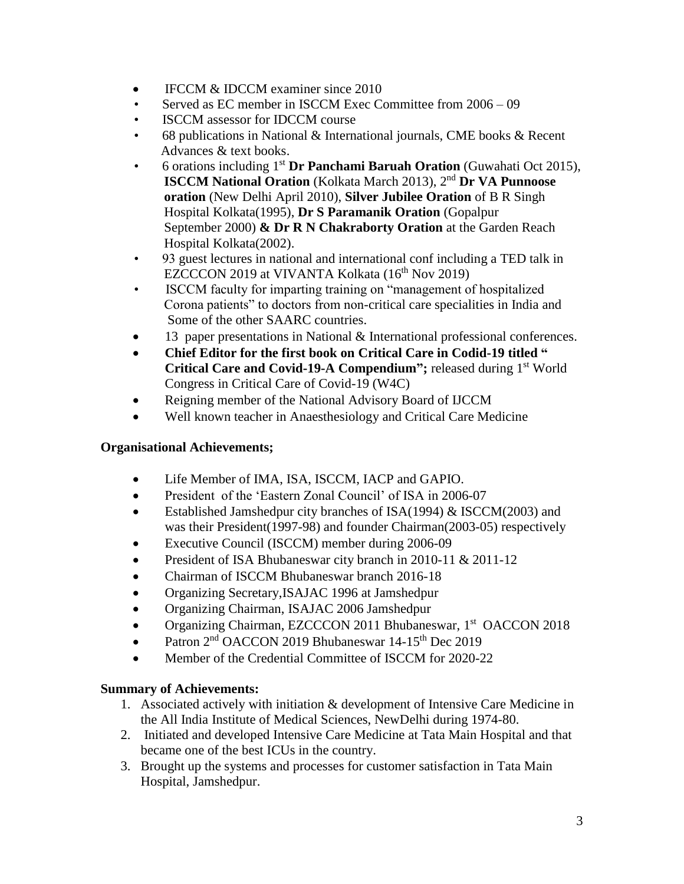- IFCCM & IDCCM examiner since 2010
- Served as EC member in ISCCM Exec Committee from 2006 – 09
- ISCCM assessor for IDCCM course
- 68 publications in National & International journals, CME books & Recent Advances & text books.
- 6 orations including 1st **Dr Panchami Baruah Oration** (Guwahati Oct 2015), **ISCCM National Oration** (Kolkata March 2013), 2nd **Dr VA Punnoose oration** (New Delhi April 2010), **Silver Jubilee Oration** of B R Singh Hospital Kolkata(1995), **Dr S Paramanik Oration** (Gopalpur September 2000) **& Dr R N Chakraborty Oration** at the Garden Reach Hospital Kolkata(2002).
- 93 guest lectures in national and international conf including a TED talk in EZCCCON 2019 at VIVANTA Kolkata (16th Nov 2019)
- ISCCM faculty for imparting training on "management of hospitalized Corona patients" to doctors from non-critical care specialities in India and Some of the other SAARC countries.
- 13 paper presentations in National & International professional conferences.
- **Chief Editor for the first book on Critical Care in Codid-19 titled " Critical Care and Covid-19-A Compendium";** released during 1st World Congress in Critical Care of Covid-19 (W4C)
- Reigning member of the National Advisory Board of IJCCM
- Well known teacher in Anaesthesiology and Critical Care Medicine

**Organisational Achievements;**

- Life Member of IMA, ISA, ISCCM, IACP and GAPIO.
- President of the 'Eastern Zonal Council' of ISA in 2006-07
- Established Jamshedpur city branches of ISA(1994) & ISCCM(2003) and was their President(1997-98) and founder Chairman(2003-05) respectively
- Executive Council (ISCCM) member during 2006-09
- President of ISA Bhubaneswar city branch in 2010-11 & 2011-12
- Chairman of ISCCM Bhubaneswar branch 2016-18
- Organizing Secretary,ISAJAC 1996 at Jamshedpur
- Organizing Chairman, ISAJAC 2006 Jamshedpur
- Organizing Chairman, EZCCCON 2011 Bhubaneswar, 1st OACCON 2018
- Patron 2nd OACCON 2019 Bhubaneswar 14-15th Dec 2019
- Member of the Credential Committee of ISCCM for 2020-22

**Summary of Achievements:**

1. Associated actively with initiation & development of Intensive Care Medicine in the All India Institute of Medical Sciences, NewDelhi during 1974-80.
2. Initiated and developed Intensive Care Medicine at Tata Main Hospital and that became one of the best ICUs in the country.
3. Brought up the systems and processes for customer satisfaction in Tata Main Hospital, Jamshedpur.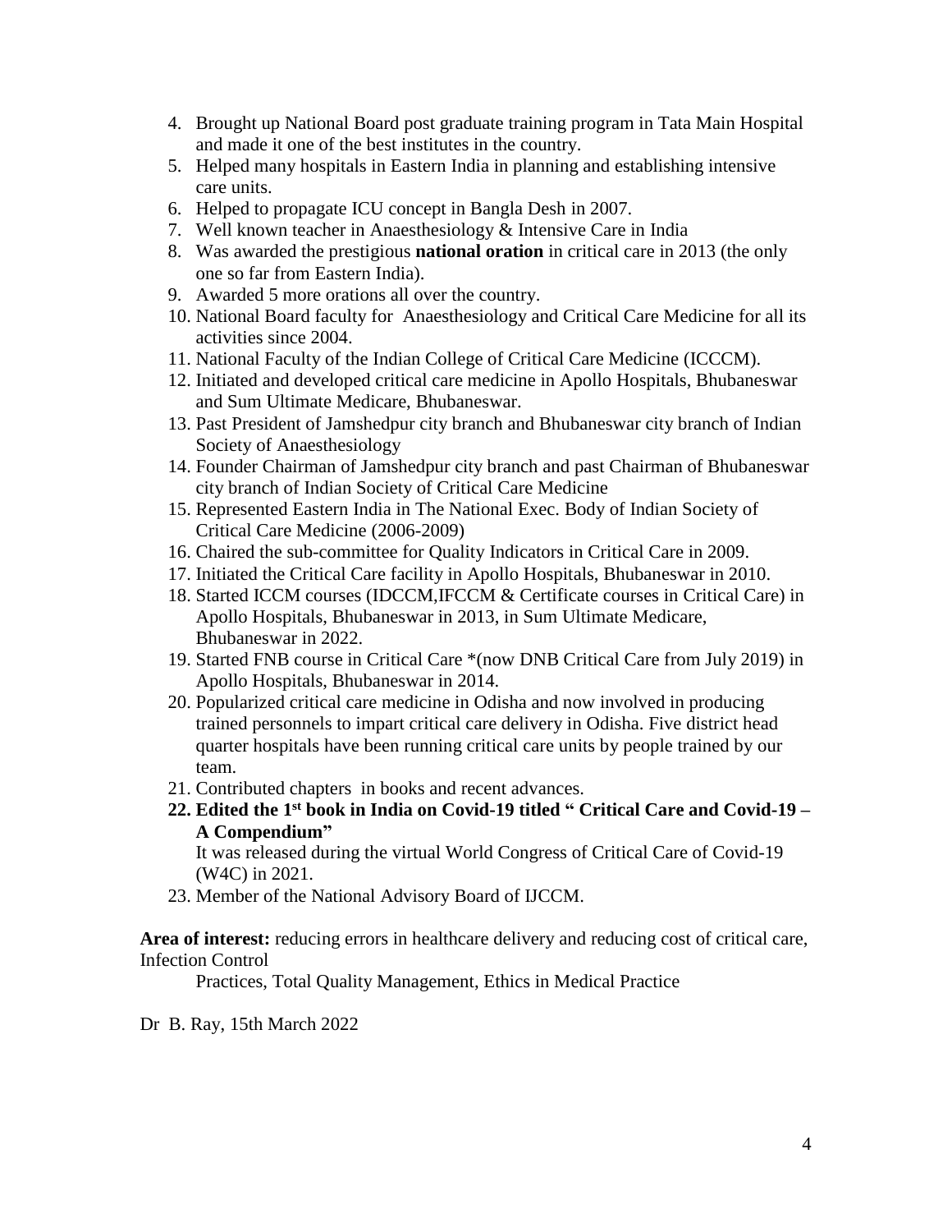4. Brought up National Board post graduate training program in Tata Main Hospital and made it one of the best institutes in the country.
5. Helped many hospitals in Eastern India in planning and establishing intensive care units.
6. Helped to propagate ICU concept in Bangla Desh in 2007.
7. Well known teacher in Anaesthesiology & Intensive Care in India
8. Was awarded the prestigious **national oration** in critical care in 2013 (the only one so far from Eastern India).
9. Awarded 5 more orations all over the country.
10. National Board faculty for Anaesthesiology and Critical Care Medicine for all its activities since 2004.
11. National Faculty of the Indian College of Critical Care Medicine (ICCCM).
12. Initiated and developed critical care medicine in Apollo Hospitals, Bhubaneswar and Sum Ultimate Medicare, Bhubaneswar.
13. Past President of Jamshedpur city branch and Bhubaneswar city branch of Indian Society of Anaesthesiology
14. Founder Chairman of Jamshedpur city branch and past Chairman of Bhubaneswar city branch of Indian Society of Critical Care Medicine
15. Represented Eastern India in The National Exec. Body of Indian Society of Critical Care Medicine (2006-2009)
16. Chaired the sub-committee for Quality Indicators in Critical Care in 2009.
17. Initiated the Critical Care facility in Apollo Hospitals, Bhubaneswar in 2010.
18. Started ICCM courses (IDCCM,IFCCM & Certificate courses in Critical Care) in Apollo Hospitals, Bhubaneswar in 2013, in Sum Ultimate Medicare, Bhubaneswar in 2022.
19. Started FNB course in Critical Care *(now DNB Critical Care from July 2019) in Apollo Hospitals, Bhubaneswar in 2014.
20. Popularized critical care medicine in Odisha and now involved in producing trained personnels to impart critical care delivery in Odisha. Five district head quarter hospitals have been running critical care units by people trained by our team.
21. Contributed chapters in books and recent advances.
22. **Edited the 1st book in India on Covid-19 titled " Critical Care and Covid-19 – A Compendium"**

    It was released during the virtual World Congress of Critical Care of Covid-19 (W4C) in 2021.
23. Member of the National Advisory Board of IJCCM.

**Area of interest:** reducing errors in healthcare delivery and reducing cost of critical care, Infection Control Practices, Total Quality Management, Ethics in Medical Practice

Dr B. Ray, 15th March 2022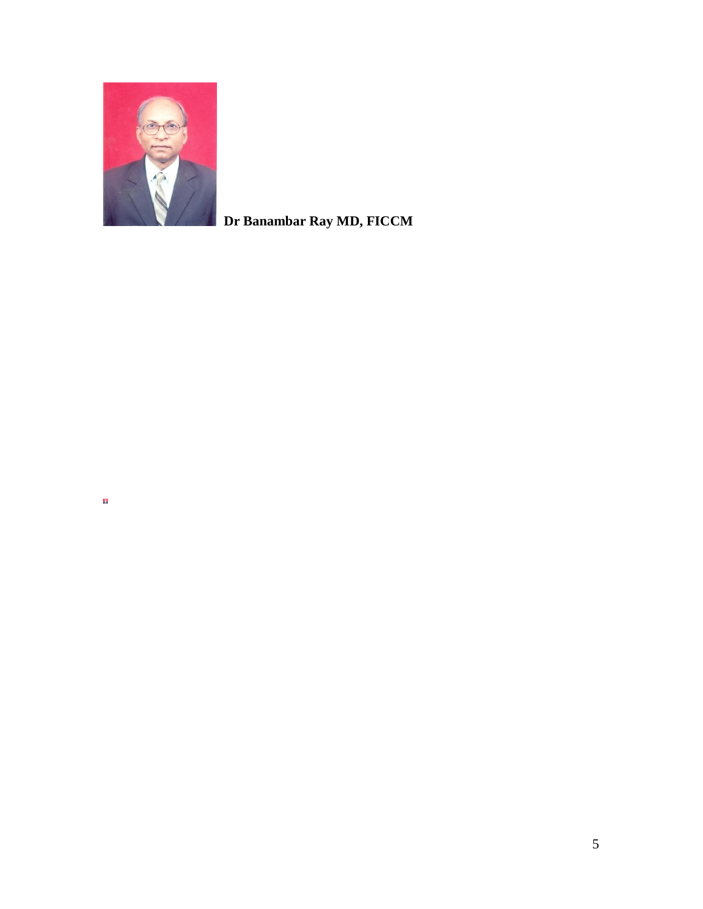**Dr Banambar Ray MD, FICCM**